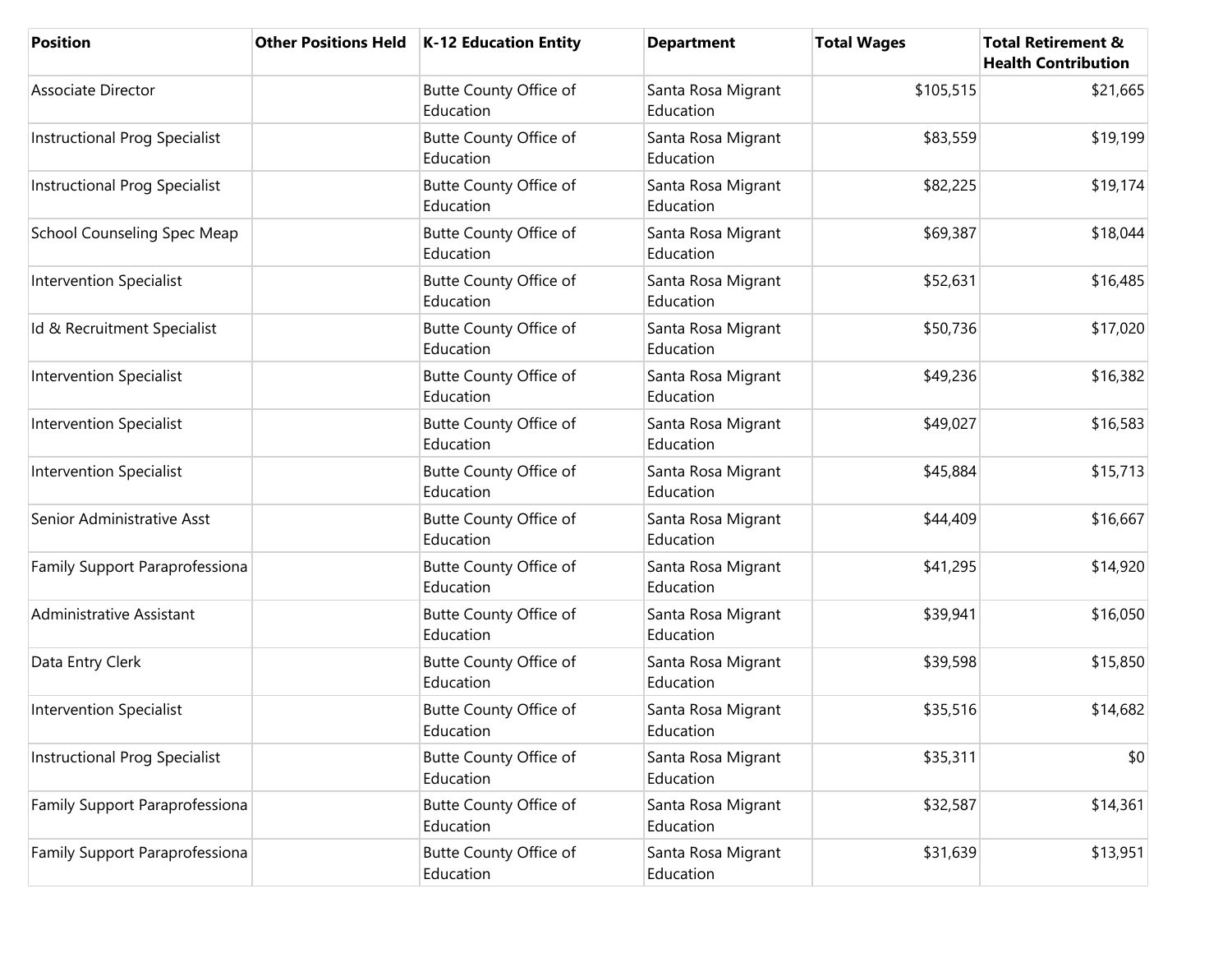| Position | Other Positions Held | K-12 Education Entity | Department | Total Wages | Total Retirement & Health Contribution |
|---|---|---|---|---|---|
| Associate Director | | Butte County Office of Education | Santa Rosa Migrant Education | $105,515 | $21,665 |
| Instructional Prog Specialist | | Butte County Office of Education | Santa Rosa Migrant Education | $83,559 | $19,199 |
| Instructional Prog Specialist | | Butte County Office of Education | Santa Rosa Migrant Education | $82,225 | $19,174 |
| School Counseling Spec Meap | | Butte County Office of Education | Santa Rosa Migrant Education | $69,387 | $18,044 |
| Intervention Specialist | | Butte County Office of Education | Santa Rosa Migrant Education | $52,631 | $16,485 |
| Id & Recruitment Specialist | | Butte County Office of Education | Santa Rosa Migrant Education | $50,736 | $17,020 |
| Intervention Specialist | | Butte County Office of Education | Santa Rosa Migrant Education | $49,236 | $16,382 |
| Intervention Specialist | | Butte County Office of Education | Santa Rosa Migrant Education | $49,027 | $16,583 |
| Intervention Specialist | | Butte County Office of Education | Santa Rosa Migrant Education | $45,884 | $15,713 |
| Senior Administrative Asst | | Butte County Office of Education | Santa Rosa Migrant Education | $44,409 | $16,667 |
| Family Support Paraprofessiona | | Butte County Office of Education | Santa Rosa Migrant Education | $41,295 | $14,920 |
| Administrative Assistant | | Butte County Office of Education | Santa Rosa Migrant Education | $39,941 | $16,050 |
| Data Entry Clerk | | Butte County Office of Education | Santa Rosa Migrant Education | $39,598 | $15,850 |
| Intervention Specialist | | Butte County Office of Education | Santa Rosa Migrant Education | $35,516 | $14,682 |
| Instructional Prog Specialist | | Butte County Office of Education | Santa Rosa Migrant Education | $35,311 | $0 |
| Family Support Paraprofessiona | | Butte County Office of Education | Santa Rosa Migrant Education | $32,587 | $14,361 |
| Family Support Paraprofessiona | | Butte County Office of Education | Santa Rosa Migrant Education | $31,639 | $13,951 |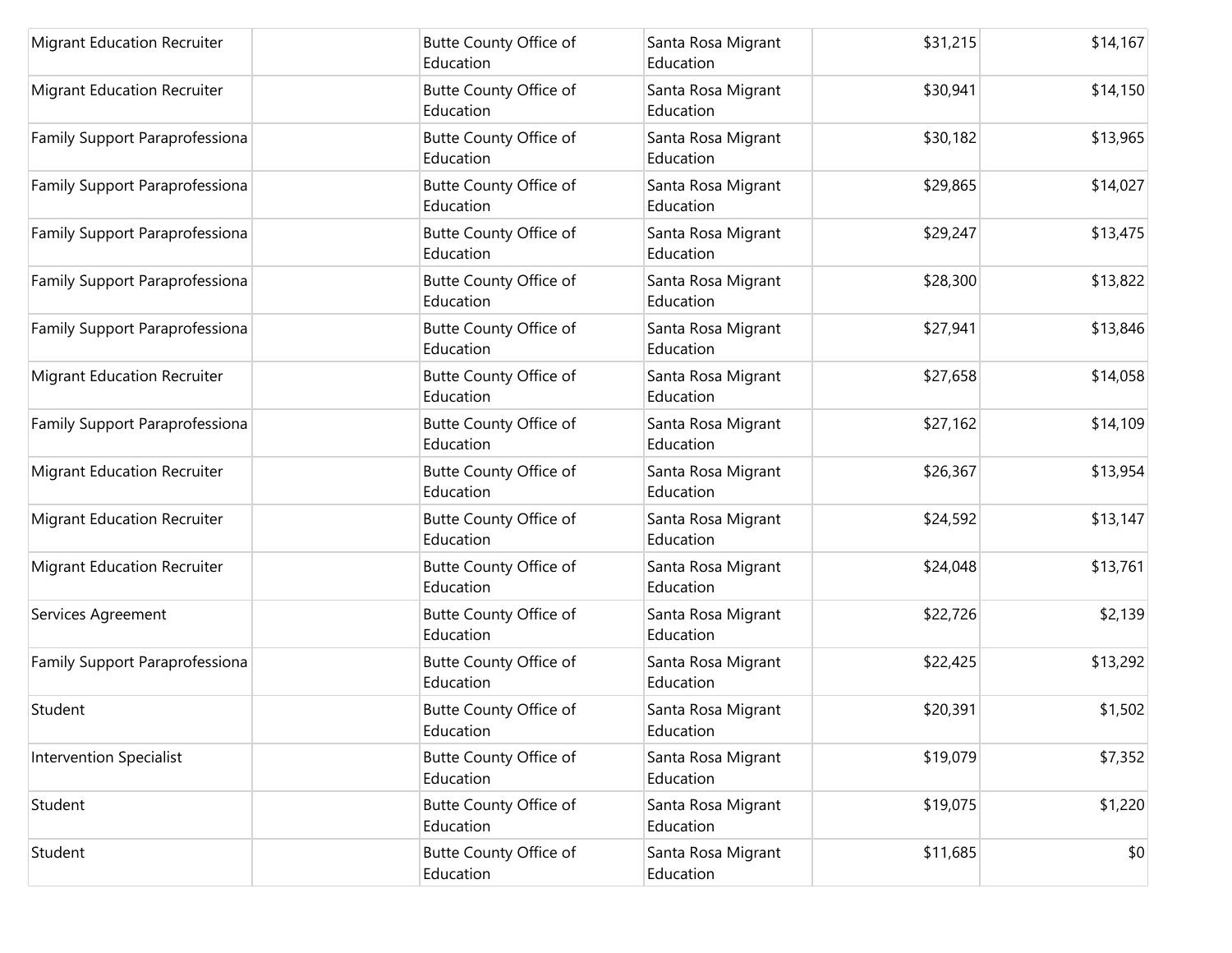| | | | | | |
|---|---|---|---|---|---|
| Migrant Education Recruiter | | Butte County Office of Education | Santa Rosa Migrant Education | $31,215 | $14,167 |
| Migrant Education Recruiter | | Butte County Office of Education | Santa Rosa Migrant Education | $30,941 | $14,150 |
| Family Support Paraprofessiona | | Butte County Office of Education | Santa Rosa Migrant Education | $30,182 | $13,965 |
| Family Support Paraprofessiona | | Butte County Office of Education | Santa Rosa Migrant Education | $29,865 | $14,027 |
| Family Support Paraprofessiona | | Butte County Office of Education | Santa Rosa Migrant Education | $29,247 | $13,475 |
| Family Support Paraprofessiona | | Butte County Office of Education | Santa Rosa Migrant Education | $28,300 | $13,822 |
| Family Support Paraprofessiona | | Butte County Office of Education | Santa Rosa Migrant Education | $27,941 | $13,846 |
| Migrant Education Recruiter | | Butte County Office of Education | Santa Rosa Migrant Education | $27,658 | $14,058 |
| Family Support Paraprofessiona | | Butte County Office of Education | Santa Rosa Migrant Education | $27,162 | $14,109 |
| Migrant Education Recruiter | | Butte County Office of Education | Santa Rosa Migrant Education | $26,367 | $13,954 |
| Migrant Education Recruiter | | Butte County Office of Education | Santa Rosa Migrant Education | $24,592 | $13,147 |
| Migrant Education Recruiter | | Butte County Office of Education | Santa Rosa Migrant Education | $24,048 | $13,761 |
| Services Agreement | | Butte County Office of Education | Santa Rosa Migrant Education | $22,726 | $2,139 |
| Family Support Paraprofessiona | | Butte County Office of Education | Santa Rosa Migrant Education | $22,425 | $13,292 |
| Student | | Butte County Office of Education | Santa Rosa Migrant Education | $20,391 | $1,502 |
| Intervention Specialist | | Butte County Office of Education | Santa Rosa Migrant Education | $19,079 | $7,352 |
| Student | | Butte County Office of Education | Santa Rosa Migrant Education | $19,075 | $1,220 |
| Student | | Butte County Office of Education | Santa Rosa Migrant Education | $11,685 | $0 |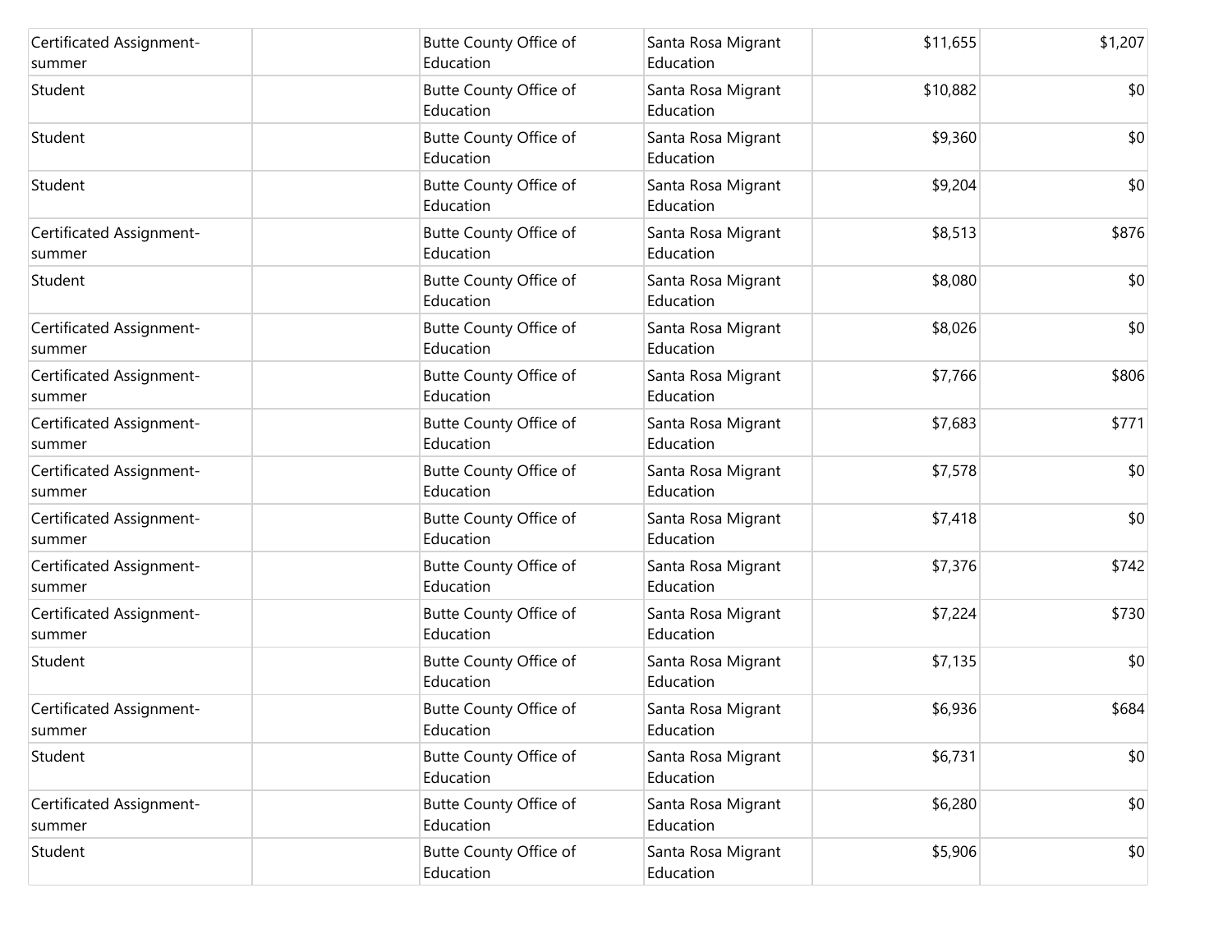| | | | | | |
|---|---|---|---|---|---|
| Certificated Assignment-summer | | Butte County Office of Education | Santa Rosa Migrant Education | $11,655 | $1,207 |
| Student | | Butte County Office of Education | Santa Rosa Migrant Education | $10,882 | $0 |
| Student | | Butte County Office of Education | Santa Rosa Migrant Education | $9,360 | $0 |
| Student | | Butte County Office of Education | Santa Rosa Migrant Education | $9,204 | $0 |
| Certificated Assignment-summer | | Butte County Office of Education | Santa Rosa Migrant Education | $8,513 | $876 |
| Student | | Butte County Office of Education | Santa Rosa Migrant Education | $8,080 | $0 |
| Certificated Assignment-summer | | Butte County Office of Education | Santa Rosa Migrant Education | $8,026 | $0 |
| Certificated Assignment-summer | | Butte County Office of Education | Santa Rosa Migrant Education | $7,766 | $806 |
| Certificated Assignment-summer | | Butte County Office of Education | Santa Rosa Migrant Education | $7,683 | $771 |
| Certificated Assignment-summer | | Butte County Office of Education | Santa Rosa Migrant Education | $7,578 | $0 |
| Certificated Assignment-summer | | Butte County Office of Education | Santa Rosa Migrant Education | $7,418 | $0 |
| Certificated Assignment-summer | | Butte County Office of Education | Santa Rosa Migrant Education | $7,376 | $742 |
| Certificated Assignment-summer | | Butte County Office of Education | Santa Rosa Migrant Education | $7,224 | $730 |
| Student | | Butte County Office of Education | Santa Rosa Migrant Education | $7,135 | $0 |
| Certificated Assignment-summer | | Butte County Office of Education | Santa Rosa Migrant Education | $6,936 | $684 |
| Student | | Butte County Office of Education | Santa Rosa Migrant Education | $6,731 | $0 |
| Certificated Assignment-summer | | Butte County Office of Education | Santa Rosa Migrant Education | $6,280 | $0 |
| Student | | Butte County Office of Education | Santa Rosa Migrant Education | $5,906 | $0 |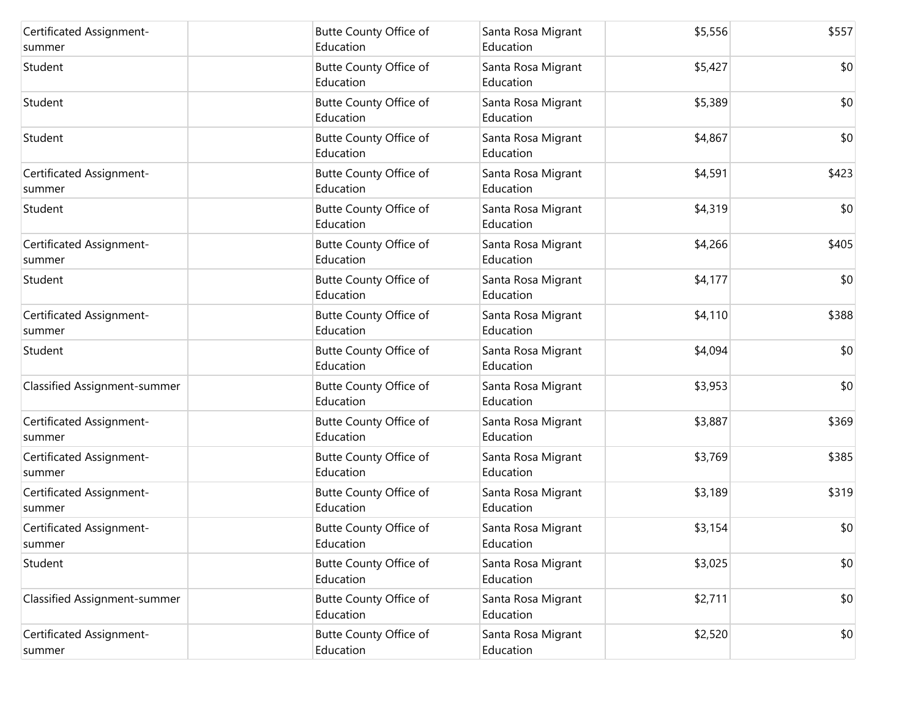| | | | | | |
|---|---|---|---|---|---|
| Certificated Assignment-summer | | Butte County Office of Education | Santa Rosa Migrant Education | $5,556 | $557 |
| Student | | Butte County Office of Education | Santa Rosa Migrant Education | $5,427 | $0 |
| Student | | Butte County Office of Education | Santa Rosa Migrant Education | $5,389 | $0 |
| Student | | Butte County Office of Education | Santa Rosa Migrant Education | $4,867 | $0 |
| Certificated Assignment-summer | | Butte County Office of Education | Santa Rosa Migrant Education | $4,591 | $423 |
| Student | | Butte County Office of Education | Santa Rosa Migrant Education | $4,319 | $0 |
| Certificated Assignment-summer | | Butte County Office of Education | Santa Rosa Migrant Education | $4,266 | $405 |
| Student | | Butte County Office of Education | Santa Rosa Migrant Education | $4,177 | $0 |
| Certificated Assignment-summer | | Butte County Office of Education | Santa Rosa Migrant Education | $4,110 | $388 |
| Student | | Butte County Office of Education | Santa Rosa Migrant Education | $4,094 | $0 |
| Classified Assignment-summer | | Butte County Office of Education | Santa Rosa Migrant Education | $3,953 | $0 |
| Certificated Assignment-summer | | Butte County Office of Education | Santa Rosa Migrant Education | $3,887 | $369 |
| Certificated Assignment-summer | | Butte County Office of Education | Santa Rosa Migrant Education | $3,769 | $385 |
| Certificated Assignment-summer | | Butte County Office of Education | Santa Rosa Migrant Education | $3,189 | $319 |
| Certificated Assignment-summer | | Butte County Office of Education | Santa Rosa Migrant Education | $3,154 | $0 |
| Student | | Butte County Office of Education | Santa Rosa Migrant Education | $3,025 | $0 |
| Classified Assignment-summer | | Butte County Office of Education | Santa Rosa Migrant Education | $2,711 | $0 |
| Certificated Assignment-summer | | Butte County Office of Education | Santa Rosa Migrant Education | $2,520 | $0 |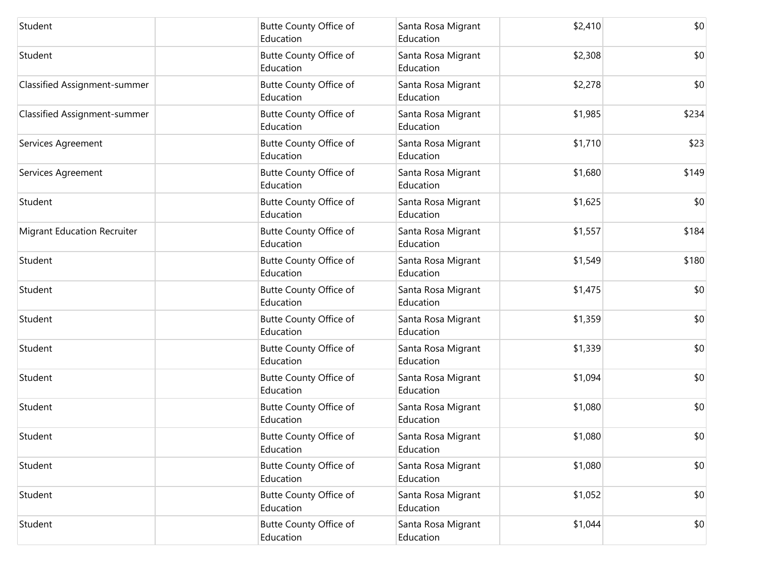| | | | | | |
|---|---|---|---|---|---|
| Student | | Butte County Office of Education | Santa Rosa Migrant Education | $2,410 | $0 |
| Student | | Butte County Office of Education | Santa Rosa Migrant Education | $2,308 | $0 |
| Classified Assignment-summer | | Butte County Office of Education | Santa Rosa Migrant Education | $2,278 | $0 |
| Classified Assignment-summer | | Butte County Office of Education | Santa Rosa Migrant Education | $1,985 | $234 |
| Services Agreement | | Butte County Office of Education | Santa Rosa Migrant Education | $1,710 | $23 |
| Services Agreement | | Butte County Office of Education | Santa Rosa Migrant Education | $1,680 | $149 |
| Student | | Butte County Office of Education | Santa Rosa Migrant Education | $1,625 | $0 |
| Migrant Education Recruiter | | Butte County Office of Education | Santa Rosa Migrant Education | $1,557 | $184 |
| Student | | Butte County Office of Education | Santa Rosa Migrant Education | $1,549 | $180 |
| Student | | Butte County Office of Education | Santa Rosa Migrant Education | $1,475 | $0 |
| Student | | Butte County Office of Education | Santa Rosa Migrant Education | $1,359 | $0 |
| Student | | Butte County Office of Education | Santa Rosa Migrant Education | $1,339 | $0 |
| Student | | Butte County Office of Education | Santa Rosa Migrant Education | $1,094 | $0 |
| Student | | Butte County Office of Education | Santa Rosa Migrant Education | $1,080 | $0 |
| Student | | Butte County Office of Education | Santa Rosa Migrant Education | $1,080 | $0 |
| Student | | Butte County Office of Education | Santa Rosa Migrant Education | $1,080 | $0 |
| Student | | Butte County Office of Education | Santa Rosa Migrant Education | $1,052 | $0 |
| Student | | Butte County Office of Education | Santa Rosa Migrant Education | $1,044 | $0 |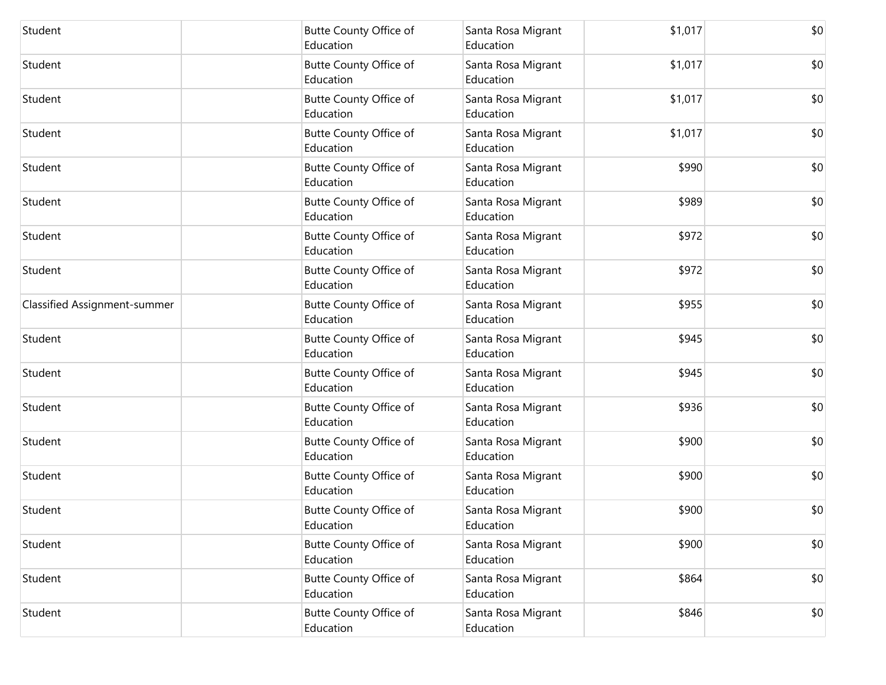| | | | | | |
|---|---|---|---|---|---|
| Student | | Butte County Office of Education | Santa Rosa Migrant Education | $1,017 | $0 |
| Student | | Butte County Office of Education | Santa Rosa Migrant Education | $1,017 | $0 |
| Student | | Butte County Office of Education | Santa Rosa Migrant Education | $1,017 | $0 |
| Student | | Butte County Office of Education | Santa Rosa Migrant Education | $1,017 | $0 |
| Student | | Butte County Office of Education | Santa Rosa Migrant Education | $990 | $0 |
| Student | | Butte County Office of Education | Santa Rosa Migrant Education | $989 | $0 |
| Student | | Butte County Office of Education | Santa Rosa Migrant Education | $972 | $0 |
| Student | | Butte County Office of Education | Santa Rosa Migrant Education | $972 | $0 |
| Classified Assignment-summer | | Butte County Office of Education | Santa Rosa Migrant Education | $955 | $0 |
| Student | | Butte County Office of Education | Santa Rosa Migrant Education | $945 | $0 |
| Student | | Butte County Office of Education | Santa Rosa Migrant Education | $945 | $0 |
| Student | | Butte County Office of Education | Santa Rosa Migrant Education | $936 | $0 |
| Student | | Butte County Office of Education | Santa Rosa Migrant Education | $900 | $0 |
| Student | | Butte County Office of Education | Santa Rosa Migrant Education | $900 | $0 |
| Student | | Butte County Office of Education | Santa Rosa Migrant Education | $900 | $0 |
| Student | | Butte County Office of Education | Santa Rosa Migrant Education | $900 | $0 |
| Student | | Butte County Office of Education | Santa Rosa Migrant Education | $864 | $0 |
| Student | | Butte County Office of Education | Santa Rosa Migrant Education | $846 | $0 |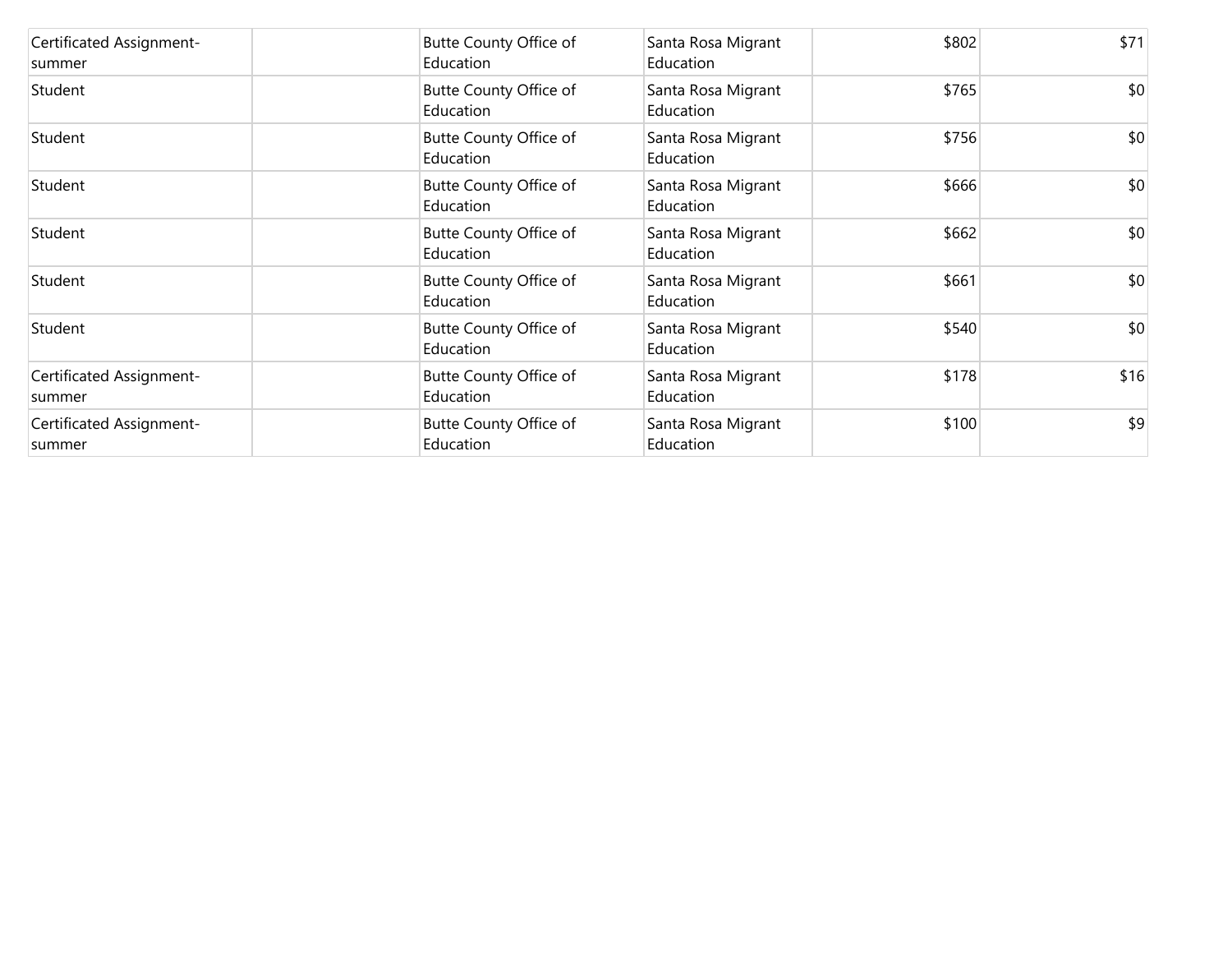| | | | | | |
|---|---|---|---|---|---|
| Certificated Assignment-summer | | Butte County Office of Education | Santa Rosa Migrant Education | $802 | $71 |
| Student | | Butte County Office of Education | Santa Rosa Migrant Education | $765 | $0 |
| Student | | Butte County Office of Education | Santa Rosa Migrant Education | $756 | $0 |
| Student | | Butte County Office of Education | Santa Rosa Migrant Education | $666 | $0 |
| Student | | Butte County Office of Education | Santa Rosa Migrant Education | $662 | $0 |
| Student | | Butte County Office of Education | Santa Rosa Migrant Education | $661 | $0 |
| Student | | Butte County Office of Education | Santa Rosa Migrant Education | $540 | $0 |
| Certificated Assignment-summer | | Butte County Office of Education | Santa Rosa Migrant Education | $178 | $16 |
| Certificated Assignment-summer | | Butte County Office of Education | Santa Rosa Migrant Education | $100 | $9 |